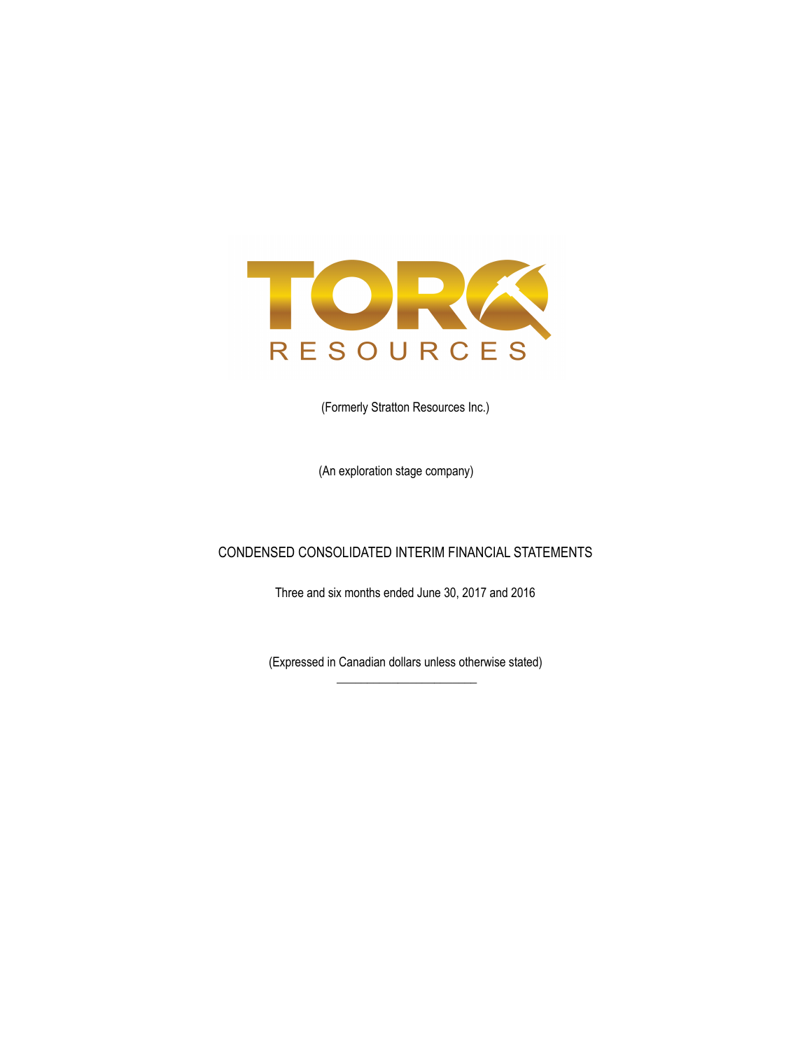TORQ RESOURCES

(Formerly Stratton Resources Inc.)

(An exploration stage company)

# CONDENSED CONSOLIDATED INTERIM FINANCIAL STATEMENTS

Three and six months ended June 30, 2017 and 2016

(Expressed in Canadian dollars unless otherwise stated)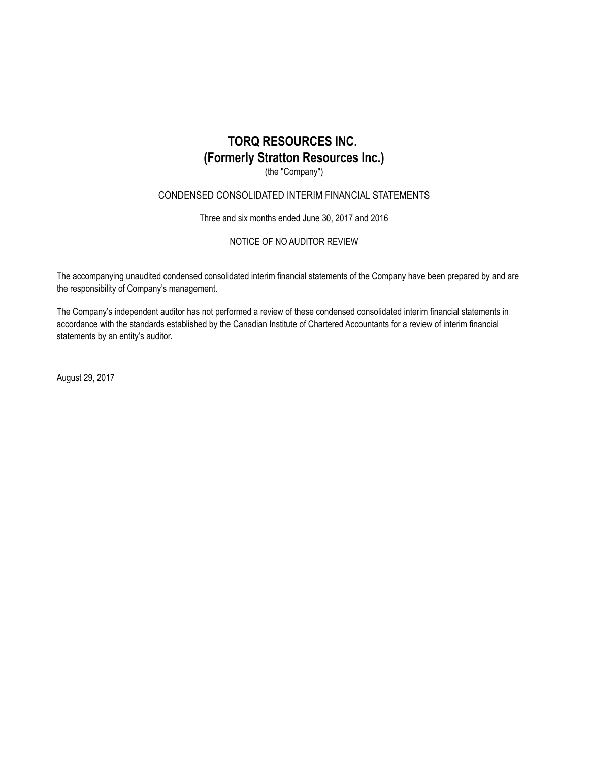# TORQ RESOURCES INC.
# (Formerly Stratton Resources Inc.)

(the "Company")

CONDENSED CONSOLIDATED INTERIM FINANCIAL STATEMENTS

Three and six months ended June 30, 2017 and 2016

NOTICE OF NO AUDITOR REVIEW

The accompanying unaudited condensed consolidated interim financial statements of the Company have been prepared by and are the responsibility of Company's management.

The Company's independent auditor has not performed a review of these condensed consolidated interim financial statements in accordance with the standards established by the Canadian Institute of Chartered Accountants for a review of interim financial statements by an entity's auditor.

August 29, 2017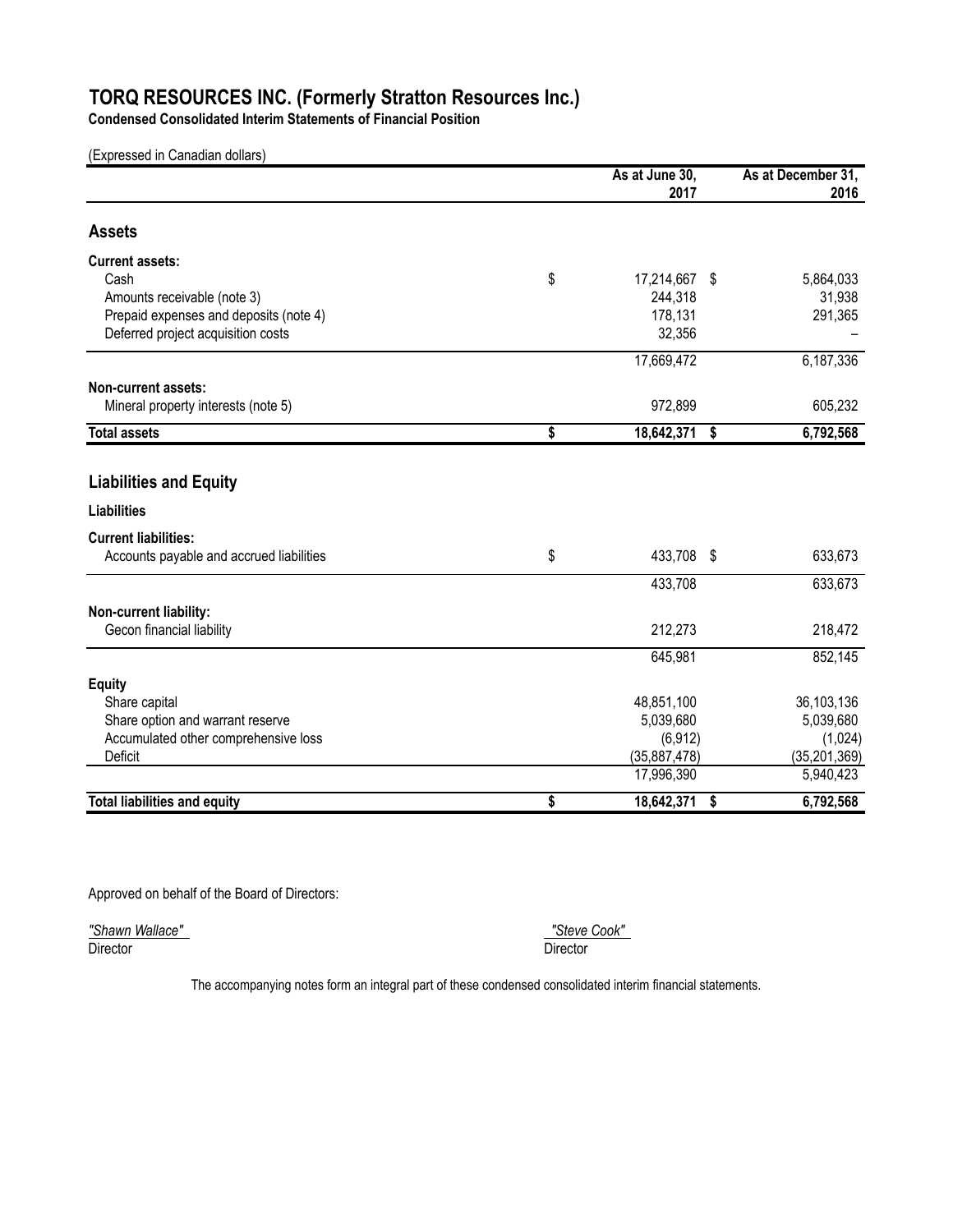# TORQ RESOURCES INC. (Formerly Stratton Resources Inc.)

**Condensed Consolidated Interim Statements of Financial Position**

(Expressed in Canadian dollars)

| | As at June 30, 2017 | As at December 31, 2016 |
|---|---|---|
| **Assets** | | |
| **Current assets:** | | |
| Cash | $ 17,214,667 | $ 5,864,033 |
| Amounts receivable (note 3) | 244,318 | 31,938 |
| Prepaid expenses and deposits (note 4) | 178,131 | 291,365 |
| Deferred project acquisition costs | 32,356 | – |
| | 17,669,472 | 6,187,336 |
| **Non-current assets:** | | |
| Mineral property interests (note 5) | 972,899 | 605,232 |
| **Total assets** | **$ 18,642,371** | **$ 6,792,568** |
| **Liabilities and Equity** | | |
| **Liabilities** | | |
| **Current liabilities:** | | |
| Accounts payable and accrued liabilities | $ 433,708 | $ 633,673 |
| | 433,708 | 633,673 |
| **Non-current liability:** | | |
| Gecon financial liability | 212,273 | 218,472 |
| | 645,981 | 852,145 |
| **Equity** | | |
| Share capital | 48,851,100 | 36,103,136 |
| Share option and warrant reserve | 5,039,680 | 5,039,680 |
| Accumulated other comprehensive loss | (6,912) | (1,024) |
| Deficit | (35,887,478) | (35,201,369) |
| | 17,996,390 | 5,940,423 |
| **Total liabilities and equity** | **$ 18,642,371** | **$ 6,792,568** |

Approved on behalf of the Board of Directors:

*"Shawn Wallace"*
Director

*"Steve Cook"*
Director

The accompanying notes form an integral part of these condensed consolidated interim financial statements.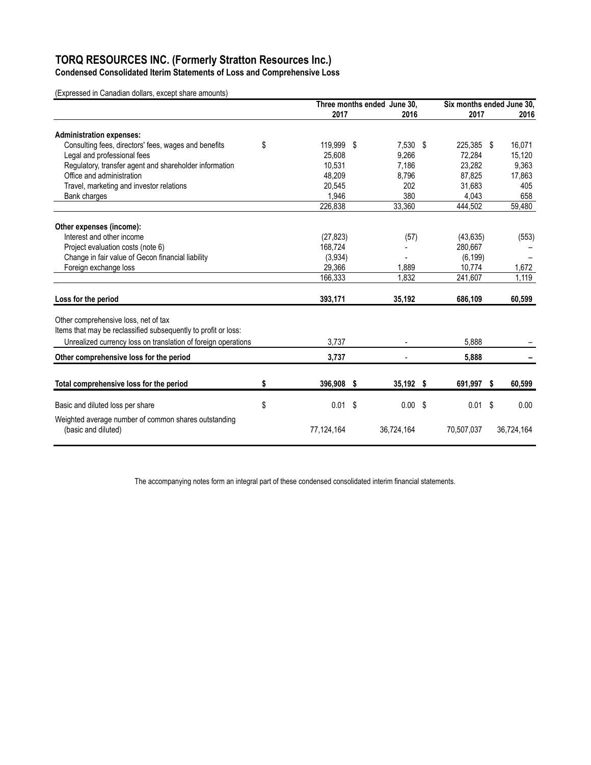# TORQ RESOURCES INC. (Formerly Stratton Resources Inc.)

**Condensed Consolidated Iterim Statements of Loss and Comprehensive Loss**

(Expressed in Canadian dollars, except share amounts)

| | Three months ended June 30, 2017 | Three months ended June 30, 2016 | Six months ended June 30, 2017 | Six months ended June 30, 2016 |
|---|---|---|---|---|
| **Administration expenses:** | | | | |
| Consulting fees, directors' fees, wages and benefits | $ 119,999 | $ 7,530 | $ 225,385 | $ 16,071 |
| Legal and professional fees | 25,608 | 9,266 | 72,284 | 15,120 |
| Regulatory, transfer agent and shareholder information | 10,531 | 7,186 | 23,282 | 9,363 |
| Office and administration | 48,209 | 8,796 | 87,825 | 17,863 |
| Travel, marketing and investor relations | 20,545 | 202 | 31,683 | 405 |
| Bank charges | 1,946 | 380 | 4,043 | 658 |
| | 226,838 | 33,360 | 444,502 | 59,480 |
| **Other expenses (income):** | | | | |
| Interest and other income | (27,823) | (57) | (43,635) | (553) |
| Project evaluation costs (note 6) | 168,724 | - | 280,667 | – |
| Change in fair value of Gecon financial liability | (3,934) | - | (6,199) | – |
| Foreign exchange loss | 29,366 | 1,889 | 10,774 | 1,672 |
| | 166,333 | 1,832 | 241,607 | 1,119 |
| **Loss for the period** | **393,171** | **35,192** | **686,109** | **60,599** |
| Other comprehensive loss, net of tax | | | | |
| Items that may be reclassified subsequently to profit or loss: | | | | |
| Unrealized currency loss on translation of foreign operations | 3,737 | - | 5,888 | – |
| **Other comprehensive loss for the period** | **3,737** | **-** | **5,888** | **–** |
| **Total comprehensive loss for the period** | **$ 396,908** | **$ 35,192** | **$ 691,997** | **$ 60,599** |
| Basic and diluted loss per share | $ 0.01 | $ 0.00 | $ 0.01 | $ 0.00 |
| Weighted average number of common shares outstanding (basic and diluted) | 77,124,164 | 36,724,164 | 70,507,037 | 36,724,164 |

The accompanying notes form an integral part of these condensed consolidated interim financial statements.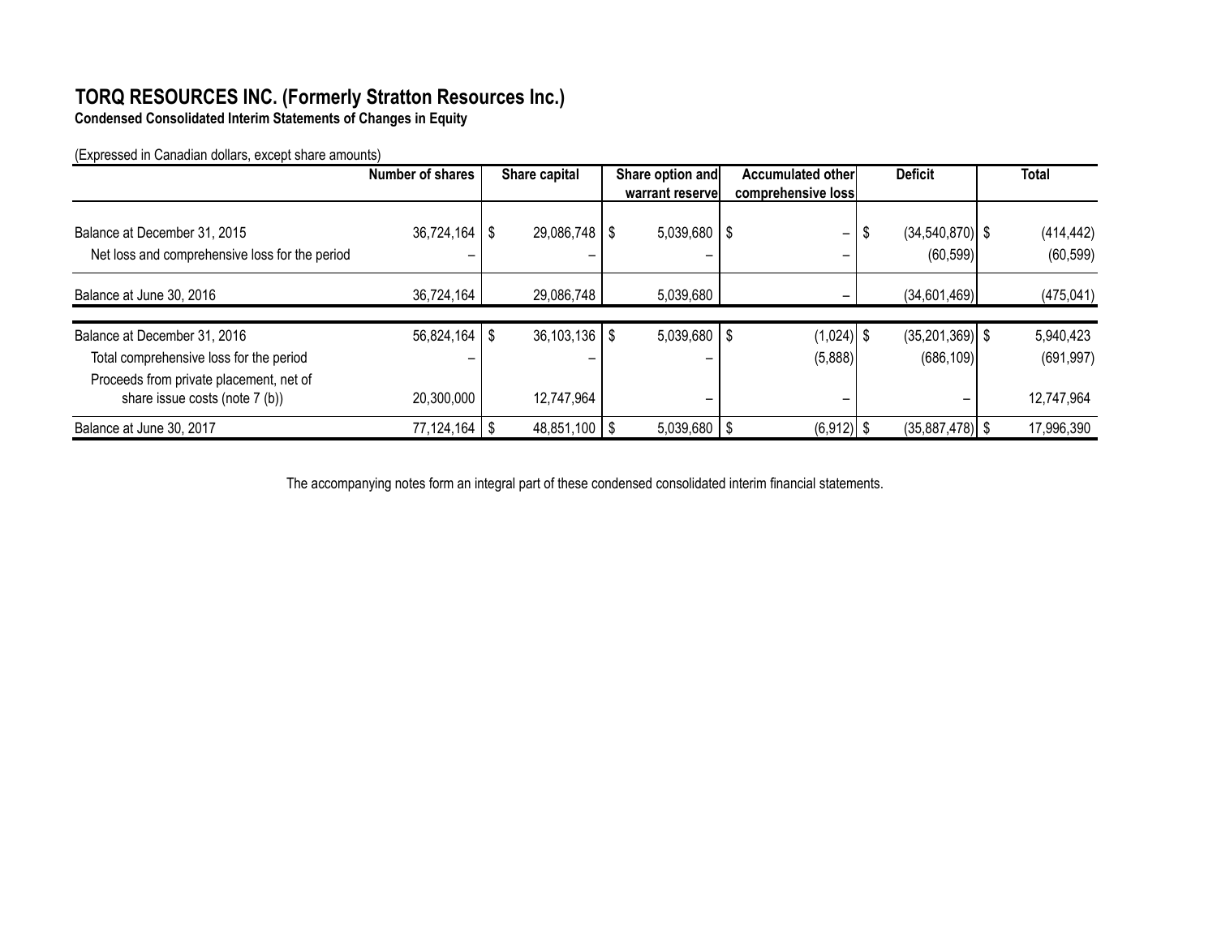# TORQ RESOURCES INC. (Formerly Stratton Resources Inc.)

**Condensed Consolidated Interim Statements of Changes in Equity**

(Expressed in Canadian dollars, except share amounts)

| | Number of shares | Share capital | Share option and warrant reserve | Accumulated other comprehensive loss | Deficit | Total |
|---|---|---|---|---|---|---|
| Balance at December 31, 2015 | 36,724,164 | $ 29,086,748 | $ 5,039,680 | $ – | $ (34,540,870) | $ (414,442) |
| Net loss and comprehensive loss for the period | – | – | – | – | (60,599) | (60,599) |
| Balance at June 30, 2016 | 36,724,164 | 29,086,748 | 5,039,680 | – | (34,601,469) | (475,041) |
| Balance at December 31, 2016 | 56,824,164 | $ 36,103,136 | $ 5,039,680 | $ (1,024) | $ (35,201,369) | $ 5,940,423 |
| Total comprehensive loss for the period | – | – | – | (5,888) | (686,109) | (691,997) |
| Proceeds from private placement, net of share issue costs (note 7 (b)) | 20,300,000 | 12,747,964 | – | – | – | 12,747,964 |
| Balance at June 30, 2017 | 77,124,164 | $ 48,851,100 | $ 5,039,680 | $ (6,912) | $ (35,887,478) | $ 17,996,390 |

The accompanying notes form an integral part of these condensed consolidated interim financial statements.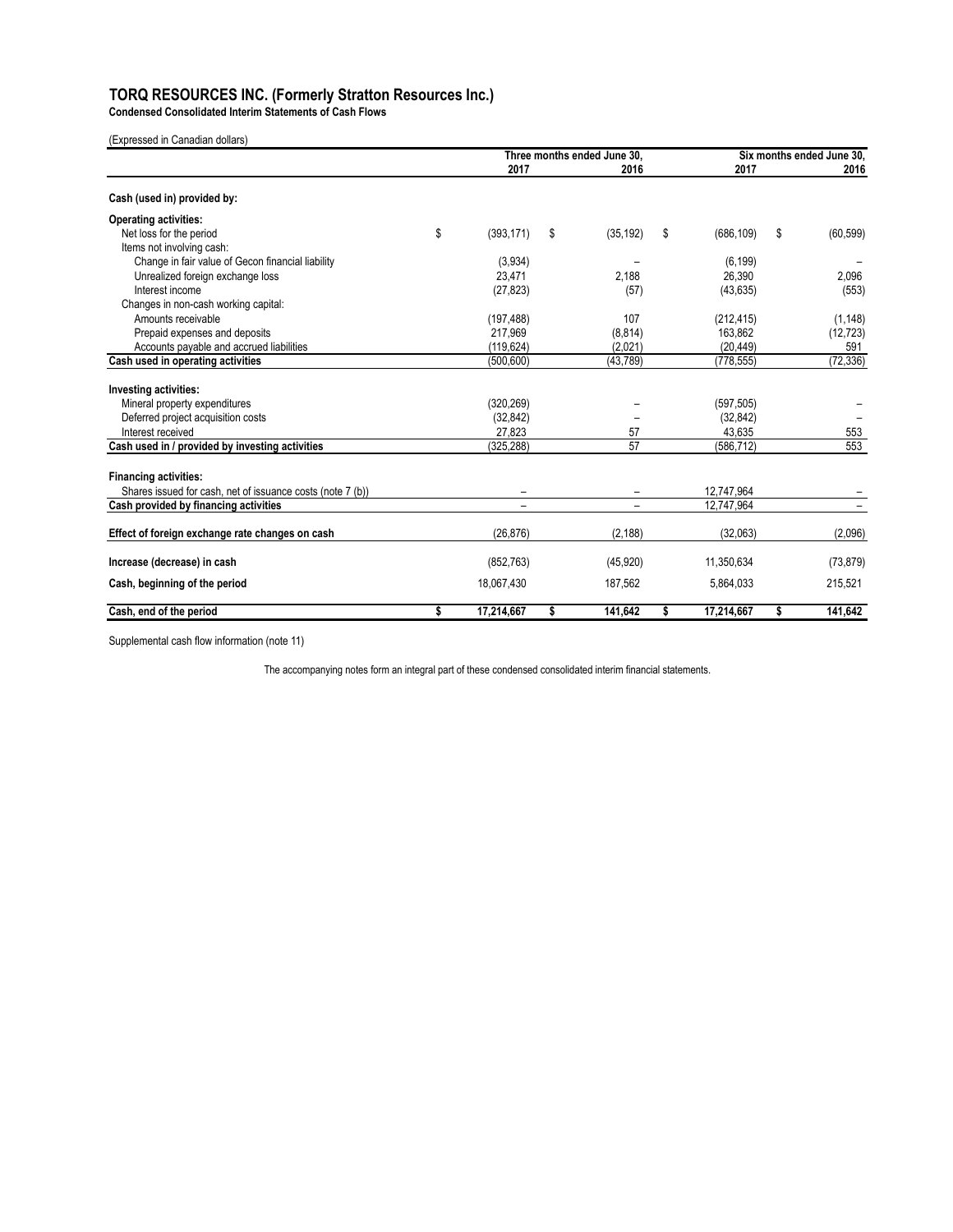# TORQ RESOURCES INC. (Formerly Stratton Resources Inc.)

**Condensed Consolidated Interim Statements of Cash Flows**

(Expressed in Canadian dollars)

| | Three months ended June 30, | | Six months ended June 30, | |
|---|---|---|---|---|
| | 2017 | 2016 | 2017 | 2016 |
| **Cash (used in) provided by:** | | | | |
| **Operating activities:** | | | | |
| Net loss for the period | $ (393,171) | $ (35,192) | $ (686,109) | $ (60,599) |
| Items not involving cash: | | | | |
| Change in fair value of Gecon financial liability | (3,934) | – | (6,199) | – |
| Unrealized foreign exchange loss | 23,471 | 2,188 | 26,390 | 2,096 |
| Interest income | (27,823) | (57) | (43,635) | (553) |
| Changes in non-cash working capital: | | | | |
| Amounts receivable | (197,488) | 107 | (212,415) | (1,148) |
| Prepaid expenses and deposits | 217,969 | (8,814) | 163,862 | (12,723) |
| Accounts payable and accrued liabilities | (119,624) | (2,021) | (20,449) | 591 |
| **Cash used in operating activities** | (500,600) | (43,789) | (778,555) | (72,336) |
| **Investing activities:** | | | | |
| Mineral property expenditures | (320,269) | – | (597,505) | – |
| Deferred project acquisition costs | (32,842) | – | (32,842) | – |
| Interest received | 27,823 | 57 | 43,635 | 553 |
| **Cash used in / provided by investing activities** | (325,288) | 57 | (586,712) | 553 |
| **Financing activities:** | | | | |
| Shares issued for cash, net of issuance costs (note 7 (b)) | – | – | 12,747,964 | – |
| **Cash provided by financing activities** | – | – | 12,747,964 | – |
| **Effect of foreign exchange rate changes on cash** | (26,876) | (2,188) | (32,063) | (2,096) |
| **Increase (decrease) in cash** | (852,763) | (45,920) | 11,350,634 | (73,879) |
| **Cash, beginning of the period** | 18,067,430 | 187,562 | 5,864,033 | 215,521 |
| **Cash, end of the period** | **$ 17,214,667** | **$ 141,642** | **$ 17,214,667** | **$ 141,642** |

Supplemental cash flow information (note 11)

The accompanying notes form an integral part of these condensed consolidated interim financial statements.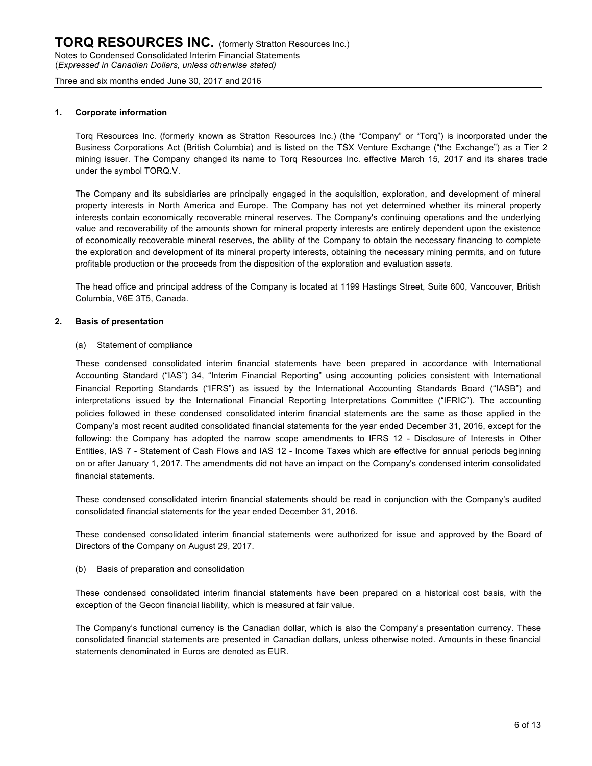## 1. Corporate information

Torq Resources Inc. (formerly known as Stratton Resources Inc.) (the "Company" or "Torq") is incorporated under the Business Corporations Act (British Columbia) and is listed on the TSX Venture Exchange ("the Exchange") as a Tier 2 mining issuer. The Company changed its name to Torq Resources Inc. effective March 15, 2017 and its shares trade under the symbol TORQ.V.

The Company and its subsidiaries are principally engaged in the acquisition, exploration, and development of mineral property interests in North America and Europe. The Company has not yet determined whether its mineral property interests contain economically recoverable mineral reserves. The Company's continuing operations and the underlying value and recoverability of the amounts shown for mineral property interests are entirely dependent upon the existence of economically recoverable mineral reserves, the ability of the Company to obtain the necessary financing to complete the exploration and development of its mineral property interests, obtaining the necessary mining permits, and on future profitable production or the proceeds from the disposition of the exploration and evaluation assets.

The head office and principal address of the Company is located at 1199 Hastings Street, Suite 600, Vancouver, British Columbia, V6E 3T5, Canada.

## 2. Basis of presentation

(a) Statement of compliance

These condensed consolidated interim financial statements have been prepared in accordance with International Accounting Standard ("IAS") 34, "Interim Financial Reporting" using accounting policies consistent with International Financial Reporting Standards ("IFRS") as issued by the International Accounting Standards Board ("IASB") and interpretations issued by the International Financial Reporting Interpretations Committee ("IFRIC"). The accounting policies followed in these condensed consolidated interim financial statements are the same as those applied in the Company's most recent audited consolidated financial statements for the year ended December 31, 2016, except for the following: the Company has adopted the narrow scope amendments to IFRS 12 - Disclosure of Interests in Other Entities, IAS 7 - Statement of Cash Flows and IAS 12 - Income Taxes which are effective for annual periods beginning on or after January 1, 2017. The amendments did not have an impact on the Company's condensed interim consolidated financial statements.

These condensed consolidated interim financial statements should be read in conjunction with the Company's audited consolidated financial statements for the year ended December 31, 2016.

These condensed consolidated interim financial statements were authorized for issue and approved by the Board of Directors of the Company on August 29, 2017.

(b) Basis of preparation and consolidation

These condensed consolidated interim financial statements have been prepared on a historical cost basis, with the exception of the Gecon financial liability, which is measured at fair value.

The Company's functional currency is the Canadian dollar, which is also the Company's presentation currency. These consolidated financial statements are presented in Canadian dollars, unless otherwise noted. Amounts in these financial statements denominated in Euros are denoted as EUR.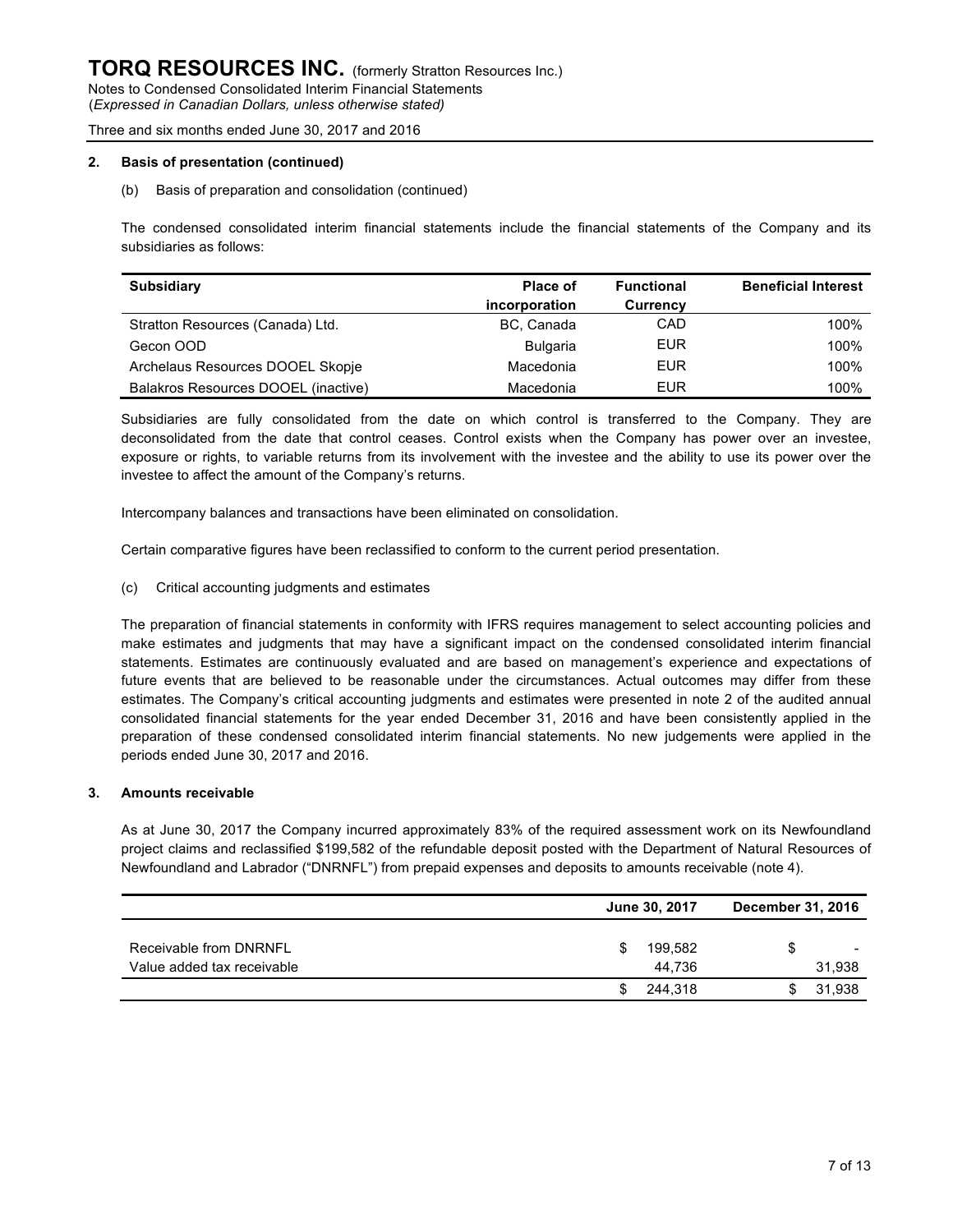**2. Basis of presentation (continued)**

(b) Basis of preparation and consolidation (continued)

The condensed consolidated interim financial statements include the financial statements of the Company and its subsidiaries as follows:

| Subsidiary | Place of incorporation | Functional Currency | Beneficial Interest |
|---|---|---|---|
| Stratton Resources (Canada) Ltd. | BC, Canada | CAD | 100% |
| Gecon OOD | Bulgaria | EUR | 100% |
| Archelaus Resources DOOEL Skopje | Macedonia | EUR | 100% |
| Balakros Resources DOOEL (inactive) | Macedonia | EUR | 100% |

Subsidiaries are fully consolidated from the date on which control is transferred to the Company. They are deconsolidated from the date that control ceases. Control exists when the Company has power over an investee, exposure or rights, to variable returns from its involvement with the investee and the ability to use its power over the investee to affect the amount of the Company's returns.

Intercompany balances and transactions have been eliminated on consolidation.

Certain comparative figures have been reclassified to conform to the current period presentation.

(c) Critical accounting judgments and estimates

The preparation of financial statements in conformity with IFRS requires management to select accounting policies and make estimates and judgments that may have a significant impact on the condensed consolidated interim financial statements. Estimates are continuously evaluated and are based on management's experience and expectations of future events that are believed to be reasonable under the circumstances. Actual outcomes may differ from these estimates. The Company's critical accounting judgments and estimates were presented in note 2 of the audited annual consolidated financial statements for the year ended December 31, 2016 and have been consistently applied in the preparation of these condensed consolidated interim financial statements. No new judgements were applied in the periods ended June 30, 2017 and 2016.

**3. Amounts receivable**

As at June 30, 2017 the Company incurred approximately 83% of the required assessment work on its Newfoundland project claims and reclassified $199,582 of the refundable deposit posted with the Department of Natural Resources of Newfoundland and Labrador ("DNRNFL") from prepaid expenses and deposits to amounts receivable (note 4).

| | June 30, 2017 | December 31, 2016 |
|---|---|---|
| Receivable from DNRNFL | $ 199,582 | $ - |
| Value added tax receivable | 44,736 | 31,938 |
| | $ 244,318 | $ 31,938 |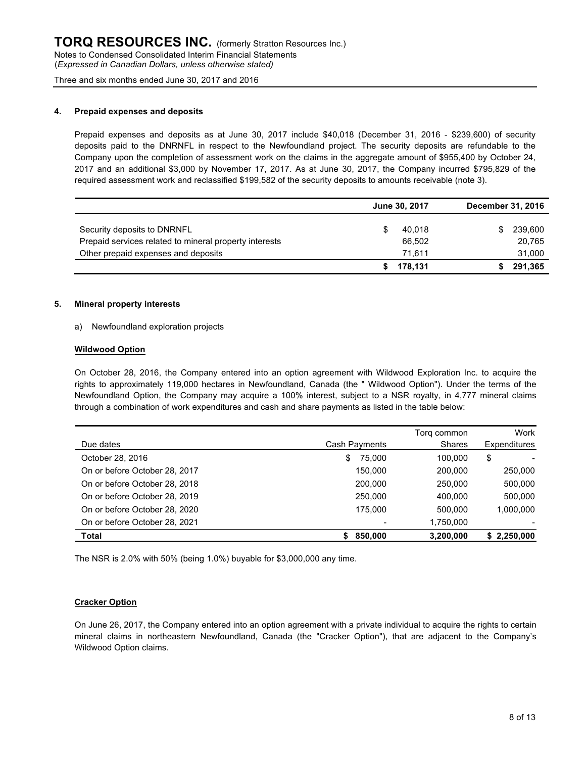## 4. Prepaid expenses and deposits

Prepaid expenses and deposits as at June 30, 2017 include $40,018 (December 31, 2016 - $239,600) of security deposits paid to the DNRNFL in respect to the Newfoundland project. The security deposits are refundable to the Company upon the completion of assessment work on the claims in the aggregate amount of $955,400 by October 24, 2017 and an additional $3,000 by November 17, 2017. As at June 30, 2017, the Company incurred $795,829 of the required assessment work and reclassified $199,582 of the security deposits to amounts receivable (note 3).

| | June 30, 2017 | December 31, 2016 |
|---|---|---|
| Security deposits to DNRNFL | $ 40,018 | $ 239,600 |
| Prepaid services related to mineral property interests | 66,502 | 20,765 |
| Other prepaid expenses and deposits | 71,611 | 31,000 |
| | **$ 178,131** | **$ 291,365** |

## 5. Mineral property interests

a) Newfoundland exploration projects

**Wildwood Option**

On October 28, 2016, the Company entered into an option agreement with Wildwood Exploration Inc. to acquire the rights to approximately 119,000 hectares in Newfoundland, Canada (the " Wildwood Option"). Under the terms of the Newfoundland Option, the Company may acquire a 100% interest, subject to a NSR royalty, in 4,777 mineral claims through a combination of work expenditures and cash and share payments as listed in the table below:

| Due dates | Cash Payments | Torq common Shares | Work Expenditures |
|---|---|---|---|
| October 28, 2016 | $ 75,000 | 100,000 | $ - |
| On or before October 28, 2017 | 150,000 | 200,000 | 250,000 |
| On or before October 28, 2018 | 200,000 | 250,000 | 500,000 |
| On or before October 28, 2019 | 250,000 | 400,000 | 500,000 |
| On or before October 28, 2020 | 175,000 | 500,000 | 1,000,000 |
| On or before October 28, 2021 | - | 1,750,000 | - |
| **Total** | **$ 850,000** | **3,200,000** | **$ 2,250,000** |

The NSR is 2.0% with 50% (being 1.0%) buyable for $3,000,000 any time.

**Cracker Option**

On June 26, 2017, the Company entered into an option agreement with a private individual to acquire the rights to certain mineral claims in northeastern Newfoundland, Canada (the "Cracker Option"), that are adjacent to the Company's Wildwood Option claims.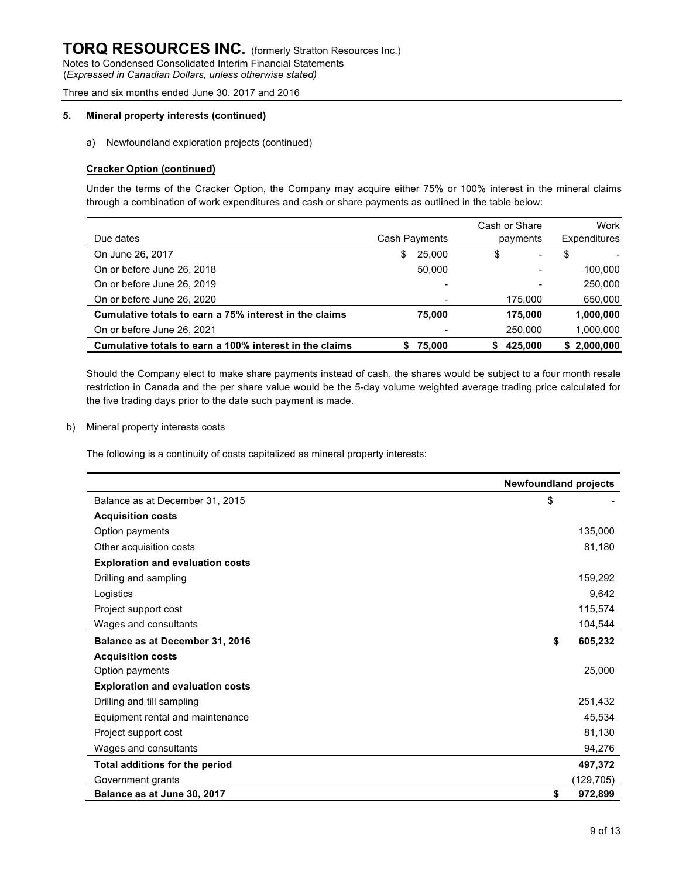# TORQ RESOURCES INC. (formerly Stratton Resources Inc.)

Notes to Condensed Consolidated Interim Financial Statements
(*Expressed in Canadian Dollars, unless otherwise stated*)

Three and six months ended June 30, 2017 and 2016

**5. Mineral property interests (continued)**

a) Newfoundland exploration projects (continued)

**Cracker Option (continued)**

Under the terms of the Cracker Option, the Company may acquire either 75% or 100% interest in the mineral claims through a combination of work expenditures and cash or share payments as outlined in the table below:

| Due dates | Cash Payments | Cash or Share payments | Work Expenditures |
|---|---|---|---|
| On June 26, 2017 | $ 25,000 | $ - | $ - |
| On or before June 26, 2018 | 50,000 | - | 100,000 |
| On or before June 26, 2019 | - | - | 250,000 |
| On or before June 26, 2020 | - | 175,000 | 650,000 |
| **Cumulative totals to earn a 75% interest in the claims** | **75,000** | **175,000** | **1,000,000** |
| On or before June 26, 2021 | - | 250,000 | 1,000,000 |
| **Cumulative totals to earn a 100% interest in the claims** | **$ 75,000** | **$ 425,000** | **$ 2,000,000** |

Should the Company elect to make share payments instead of cash, the shares would be subject to a four month resale restriction in Canada and the per share value would be the 5-day volume weighted average trading price calculated for the five trading days prior to the date such payment is made.

b) Mineral property interests costs

The following is a continuity of costs capitalized as mineral property interests:

| | Newfoundland projects |
|---|---|
| Balance as at December 31, 2015 | $ - |
| **Acquisition costs** | |
| Option payments | 135,000 |
| Other acquisition costs | 81,180 |
| **Exploration and evaluation costs** | |
| Drilling and sampling | 159,292 |
| Logistics | 9,642 |
| Project support cost | 115,574 |
| Wages and consultants | 104,544 |
| **Balance as at December 31, 2016** | **$ 605,232** |
| **Acquisition costs** | |
| Option payments | 25,000 |
| **Exploration and evaluation costs** | |
| Drilling and till sampling | 251,432 |
| Equipment rental and maintenance | 45,534 |
| Project support cost | 81,130 |
| Wages and consultants | 94,276 |
| **Total additions for the period** | **497,372** |
| Government grants | (129,705) |
| **Balance as at June 30, 2017** | **$ 972,899** |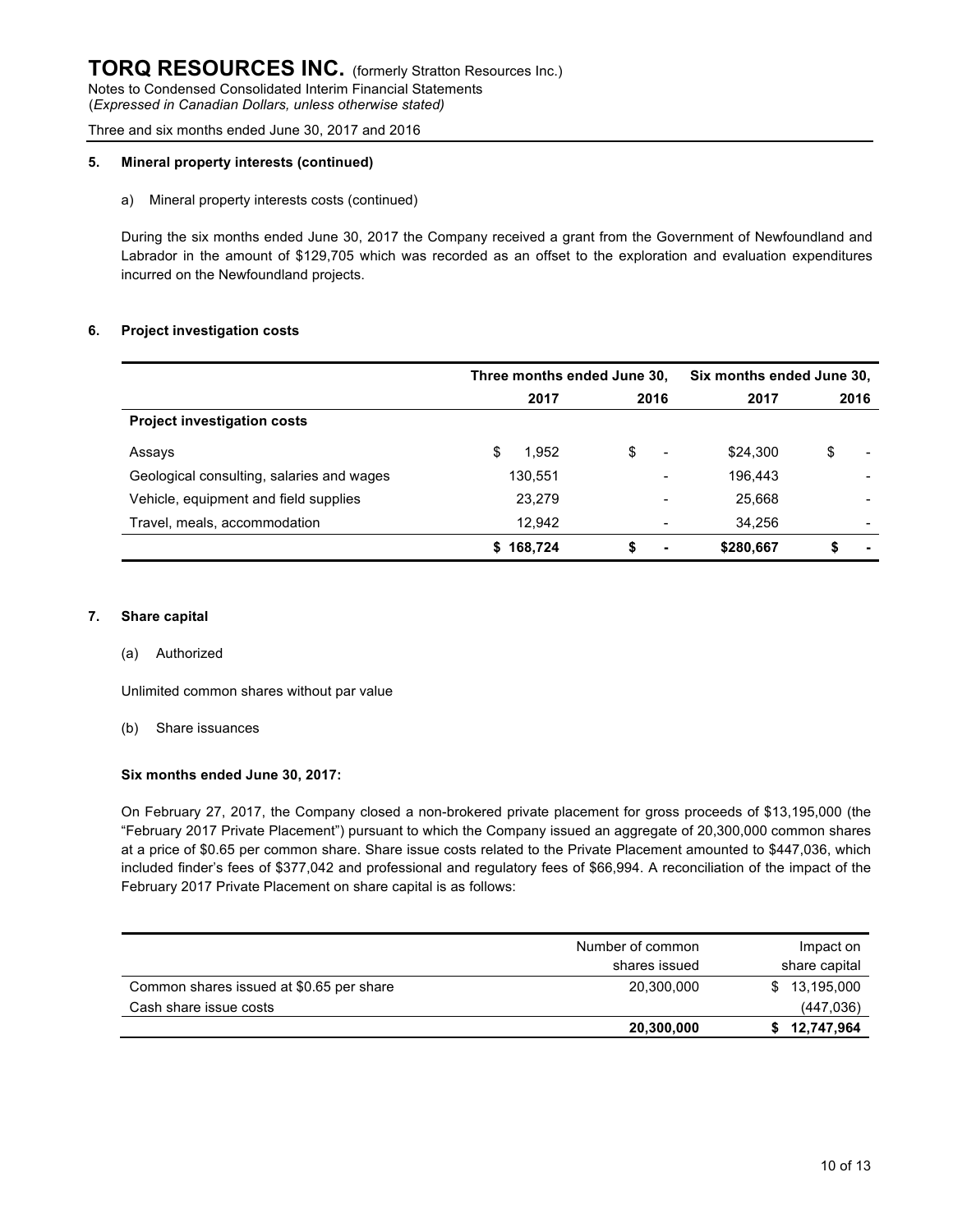### 5. Mineral property interests (continued)

a) Mineral property interests costs (continued)

During the six months ended June 30, 2017 the Company received a grant from the Government of Newfoundland and Labrador in the amount of $129,705 which was recorded as an offset to the exploration and evaluation expenditures incurred on the Newfoundland projects.

### 6. Project investigation costs

| | Three months ended June 30, | | Six months ended June 30, | |
|---|---|---|---|---|
| | 2017 | 2016 | 2017 | 2016 |
| **Project investigation costs** | | | | |
| Assays | $ 1,952 | $ - | $24,300 | $ - |
| Geological consulting, salaries and wages | 130,551 | - | 196,443 | - |
| Vehicle, equipment and field supplies | 23,279 | - | 25,668 | - |
| Travel, meals, accommodation | 12,942 | - | 34,256 | - |
| | **$ 168,724** | **$ -** | **$280,667** | **$ -** |

### 7. Share capital

(a) Authorized

Unlimited common shares without par value

(b) Share issuances

**Six months ended June 30, 2017:**

On February 27, 2017, the Company closed a non-brokered private placement for gross proceeds of $13,195,000 (the "February 2017 Private Placement") pursuant to which the Company issued an aggregate of 20,300,000 common shares at a price of $0.65 per common share. Share issue costs related to the Private Placement amounted to $447,036, which included finder's fees of $377,042 and professional and regulatory fees of $66,994. A reconciliation of the impact of the February 2017 Private Placement on share capital is as follows:

| | Number of common shares issued | Impact on share capital |
|---|---|---|
| Common shares issued at $0.65 per share | 20,300,000 | $ 13,195,000 |
| Cash share issue costs | | (447,036) |
| | **20,300,000** | **$ 12,747,964** |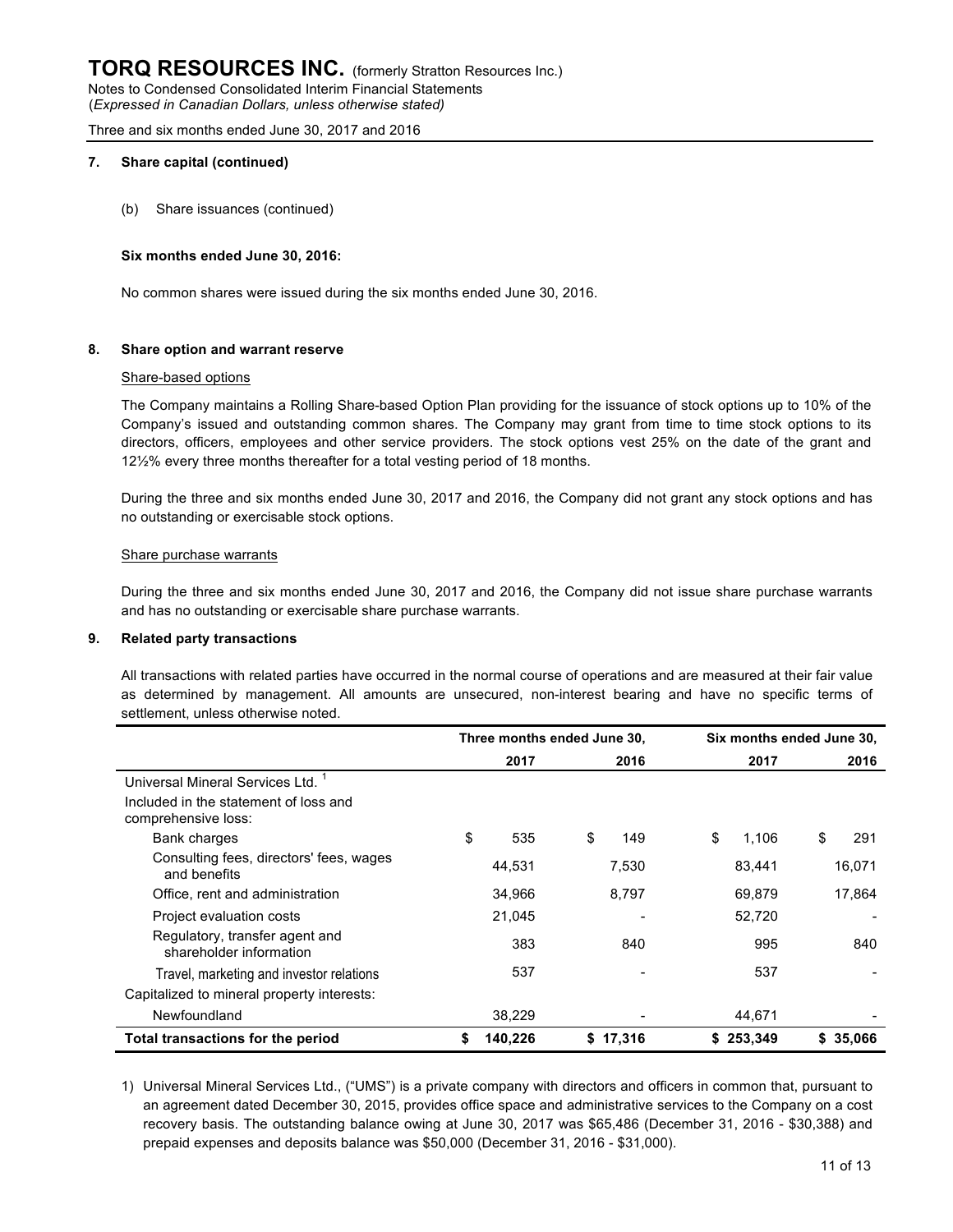### 7. Share capital (continued)

(b) Share issuances (continued)

**Six months ended June 30, 2016:**

No common shares were issued during the six months ended June 30, 2016.

### 8. Share option and warrant reserve

Share-based options

The Company maintains a Rolling Share-based Option Plan providing for the issuance of stock options up to 10% of the Company's issued and outstanding common shares. The Company may grant from time to time stock options to its directors, officers, employees and other service providers. The stock options vest 25% on the date of the grant and 12½% every three months thereafter for a total vesting period of 18 months.

During the three and six months ended June 30, 2017 and 2016, the Company did not grant any stock options and has no outstanding or exercisable stock options.

Share purchase warrants

During the three and six months ended June 30, 2017 and 2016, the Company did not issue share purchase warrants and has no outstanding or exercisable share purchase warrants.

### 9. Related party transactions

All transactions with related parties have occurred in the normal course of operations and are measured at their fair value as determined by management. All amounts are unsecured, non-interest bearing and have no specific terms of settlement, unless otherwise noted.

| | Three months ended June 30, | | Six months ended June 30, | |
|---|---|---|---|---|
| | 2017 | 2016 | 2017 | 2016 |
| Universal Mineral Services Ltd. [1] | | | | |
| Included in the statement of loss and comprehensive loss: | | | | |
| Bank charges | $ 535 | $ 149 | $ 1,106 | $ 291 |
| Consulting fees, directors' fees, wages and benefits | 44,531 | 7,530 | 83,441 | 16,071 |
| Office, rent and administration | 34,966 | 8,797 | 69,879 | 17,864 |
| Project evaluation costs | 21,045 | - | 52,720 | - |
| Regulatory, transfer agent and shareholder information | 383 | 840 | 995 | 840 |
| Travel, marketing and investor relations | 537 | - | 537 | - |
| Capitalized to mineral property interests: | | | | |
| Newfoundland | 38,229 | - | 44,671 | - |
| **Total transactions for the period** | **$ 140,226** | **$ 17,316** | **$ 253,349** | **$ 35,066** |

1) Universal Mineral Services Ltd., ("UMS") is a private company with directors and officers in common that, pursuant to an agreement dated December 30, 2015, provides office space and administrative services to the Company on a cost recovery basis. The outstanding balance owing at June 30, 2017 was $65,486 (December 31, 2016 - $30,388) and prepaid expenses and deposits balance was $50,000 (December 31, 2016 - $31,000).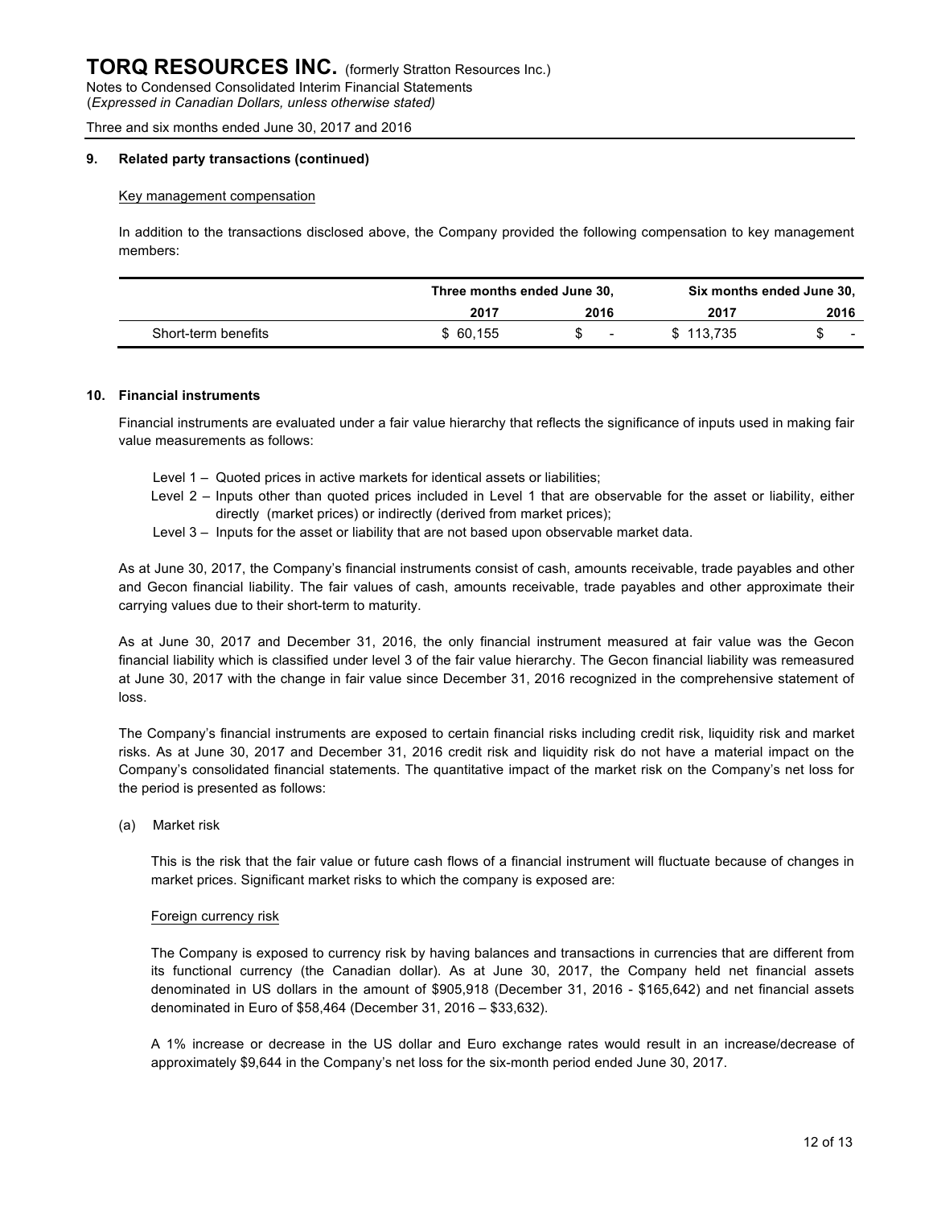## 9. Related party transactions (continued)

Key management compensation

In addition to the transactions disclosed above, the Company provided the following compensation to key management members:

| | Three months ended June 30, | | Six months ended June 30, | |
|---|---|---|---|---|
| | 2017 | 2016 | 2017 | 2016 |
| Short-term benefits | $ 60,155 | $ - | $ 113,735 | $ - |

## 10. Financial instruments

Financial instruments are evaluated under a fair value hierarchy that reflects the significance of inputs used in making fair value measurements as follows:

- Level 1 – Quoted prices in active markets for identical assets or liabilities;
- Level 2 – Inputs other than quoted prices included in Level 1 that are observable for the asset or liability, either directly (market prices) or indirectly (derived from market prices);
- Level 3 – Inputs for the asset or liability that are not based upon observable market data.

As at June 30, 2017, the Company's financial instruments consist of cash, amounts receivable, trade payables and other and Gecon financial liability. The fair values of cash, amounts receivable, trade payables and other approximate their carrying values due to their short-term to maturity.

As at June 30, 2017 and December 31, 2016, the only financial instrument measured at fair value was the Gecon financial liability which is classified under level 3 of the fair value hierarchy. The Gecon financial liability was remeasured at June 30, 2017 with the change in fair value since December 31, 2016 recognized in the comprehensive statement of loss.

The Company's financial instruments are exposed to certain financial risks including credit risk, liquidity risk and market risks. As at June 30, 2017 and December 31, 2016 credit risk and liquidity risk do not have a material impact on the Company's consolidated financial statements. The quantitative impact of the market risk on the Company's net loss for the period is presented as follows:

(a) Market risk

This is the risk that the fair value or future cash flows of a financial instrument will fluctuate because of changes in market prices. Significant market risks to which the company is exposed are:

Foreign currency risk

The Company is exposed to currency risk by having balances and transactions in currencies that are different from its functional currency (the Canadian dollar). As at June 30, 2017, the Company held net financial assets denominated in US dollars in the amount of $905,918 (December 31, 2016 - $165,642) and net financial assets denominated in Euro of $58,464 (December 31, 2016 – $33,632).

A 1% increase or decrease in the US dollar and Euro exchange rates would result in an increase/decrease of approximately $9,644 in the Company's net loss for the six-month period ended June 30, 2017.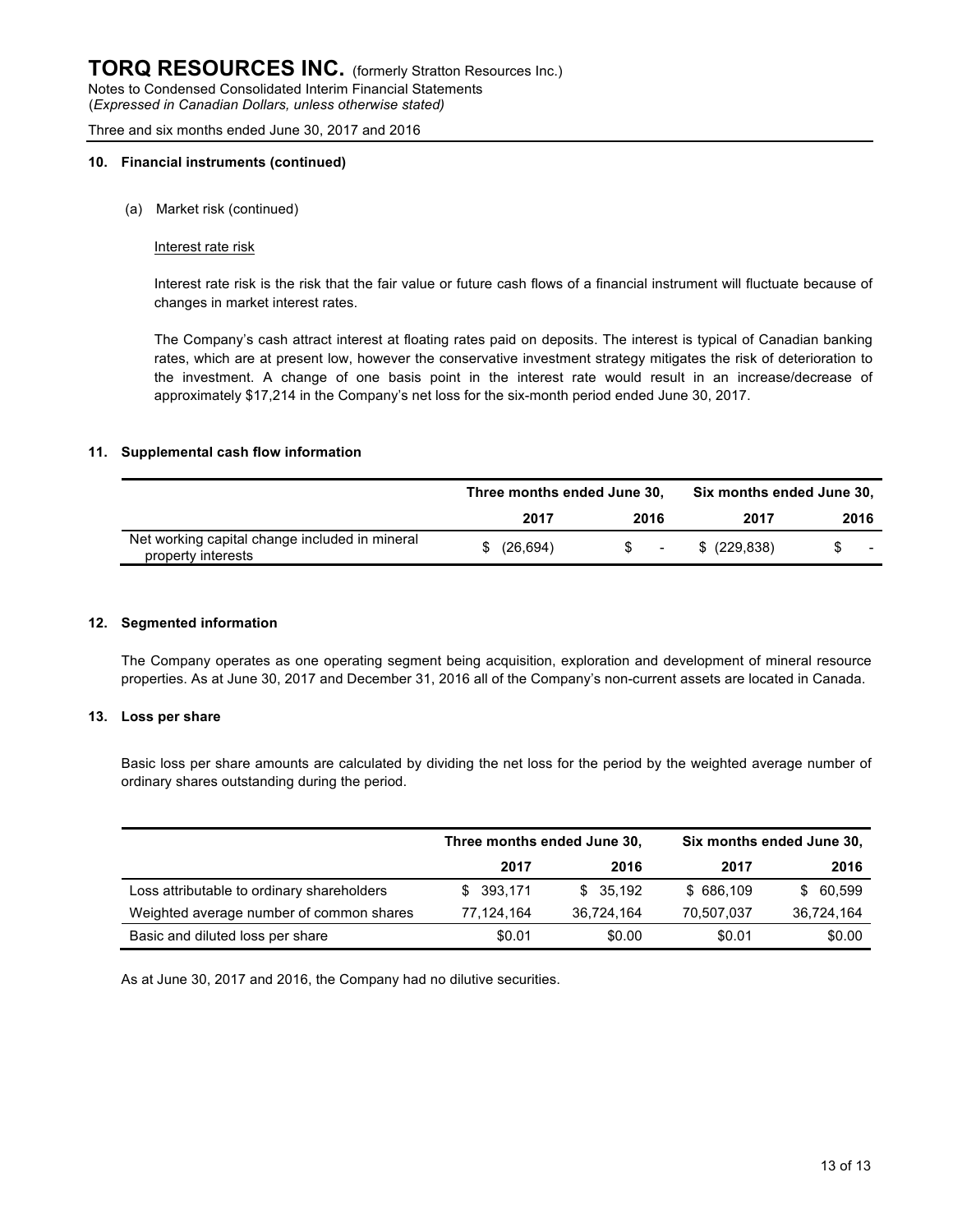### 10. Financial instruments (continued)

(a) Market risk (continued)

Interest rate risk

Interest rate risk is the risk that the fair value or future cash flows of a financial instrument will fluctuate because of changes in market interest rates.

The Company's cash attract interest at floating rates paid on deposits. The interest is typical of Canadian banking rates, which are at present low, however the conservative investment strategy mitigates the risk of deterioration to the investment. A change of one basis point in the interest rate would result in an increase/decrease of approximately $17,214 in the Company's net loss for the six-month period ended June 30, 2017.

### 11. Supplemental cash flow information

| | Three months ended June 30, | | Six months ended June 30, | |
|---|---|---|---|---|
| | 2017 | 2016 | 2017 | 2016 |
| Net working capital change included in mineral property interests | $ (26,694) | $ - | $ (229,838) | $ - |

### 12. Segmented information

The Company operates as one operating segment being acquisition, exploration and development of mineral resource properties. As at June 30, 2017 and December 31, 2016 all of the Company's non-current assets are located in Canada.

### 13. Loss per share

Basic loss per share amounts are calculated by dividing the net loss for the period by the weighted average number of ordinary shares outstanding during the period.

| | Three months ended June 30, | | Six months ended June 30, | |
|---|---|---|---|---|
| | 2017 | 2016 | 2017 | 2016 |
| Loss attributable to ordinary shareholders | $ 393,171 | $ 35,192 | $ 686,109 | $ 60,599 |
| Weighted average number of common shares | 77,124,164 | 36,724,164 | 70,507,037 | 36,724,164 |
| Basic and diluted loss per share | $0.01 | $0.00 | $0.01 | $0.00 |

As at June 30, 2017 and 2016, the Company had no dilutive securities.